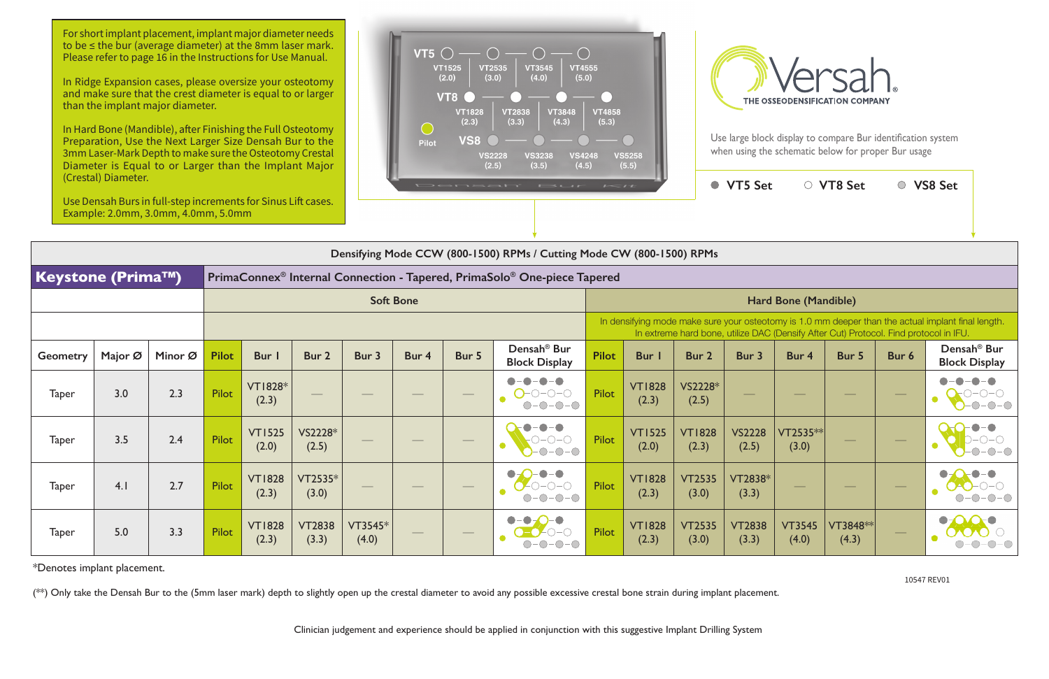For short implant placement, implant major diameter needs to be ≤ the bur (average diameter) at the 8mm laser mark. Please refer to page 16 in the Instructions for Use Manual.

In Ridge Expansion cases, please oversize your osteotomy and make sure that the crest diameter is equal to or larger than the implant major diameter.

In Hard Bone (Mandible), after Finishing the Full Osteotomy Preparation, Use the Next Larger Size Densah Bur to the 3mm Laser-Mark Depth to make sure the Osteotomy Crestal Diameter is Equal to or Larger than the Implant Major (Crestal) Diameter.

Use Densah Burs in full-step increments for Sinus Lift cases. Example: 2.0mm, 3.0mm, 4.0mm, 5.0mm

VT5: VT1525 (2.0), VT2535 (3.0), VT3545 (4.0), VT4555 (5.0)
VT8: VT1828 (2.3), VT2838 (3.3), VT3848 (4.3), VT4858 (5.3)
Pilot
VS8: VS2228 (2.5), VS3238 (3.5), VS4248 (4.5), VS5258 (5.5)

Densah Bur Kit

Versah® THE OSSEODENSIFICATION COMPANY

Use large block display to compare Bur identification system when using the schematic below for proper Bur usage

● VT5 Set ○ VT8 Set ● VS8 Set

| Densifying Mode CCW (800-1500) RPMs / Cutting Mode CW (800-1500) RPMs | | | | | | | | | | | | | | | | | | |
|---|---|---|---|---|---|---|---|---|---|---|---|---|---|---|---|---|---|---|
| **Keystone (Prima™)** | | | PrimaConnex® Internal Connection - Tapered, PrimaSolo® One-piece Tapered | | | | | | | | | | | | | | | |
| | | | Soft Bone | | | | | | | Hard Bone (Mandible) | | | | | | | | |
| | | | | | | | | | | In densifying mode make sure your osteotomy is 1.0 mm deeper than the actual implant final length. In extreme hard bone, utilize DAC (Densify After Cut) Protocol. Find protocol in IFU. | | | | | | | | |
| Geometry | Major Ø | Minor Ø | Pilot | Bur 1 | Bur 2 | Bur 3 | Bur 4 | Bur 5 | Densah® Bur Block Display | Pilot | Bur 1 | Bur 2 | Bur 3 | Bur 4 | Bur 5 | Bur 6 | Densah® Bur Block Display |
| Taper | 3.0 | 2.3 | Pilot | VT1828* (2.3) | — | — | — | — | | Pilot | VT1828 (2.3) | VS2228* (2.5) | — | — | — | — | |
| Taper | 3.5 | 2.4 | Pilot | VT1525 (2.0) | VS2228* (2.5) | — | — | — | | Pilot | VT1525 (2.0) | VT1828 (2.3) | VS2228 (2.5) | VT2535** (3.0) | — | — | |
| Taper | 4.1 | 2.7 | Pilot | VT1828 (2.3) | VT2535* (3.0) | — | — | — | | Pilot | VT1828 (2.3) | VT2535 (3.0) | VT2838* (3.3) | — | — | — | |
| Taper | 5.0 | 3.3 | Pilot | VT1828 (2.3) | VT2838 (3.3) | VT3545* (4.0) | — | — | | Pilot | VT1828 (2.3) | VT2535 (3.0) | VT2838 (3.3) | VT3545 (4.0) | VT3848** (4.3) | — | |

*Denotes implant placement.

(**) Only take the Densah Bur to the (5mm laser mark) depth to slightly open up the crestal diameter to avoid any possible excessive crestal bone strain during implant placement.

10547 REV01

Clinician judgement and experience should be applied in conjunction with this suggestive Implant Drilling System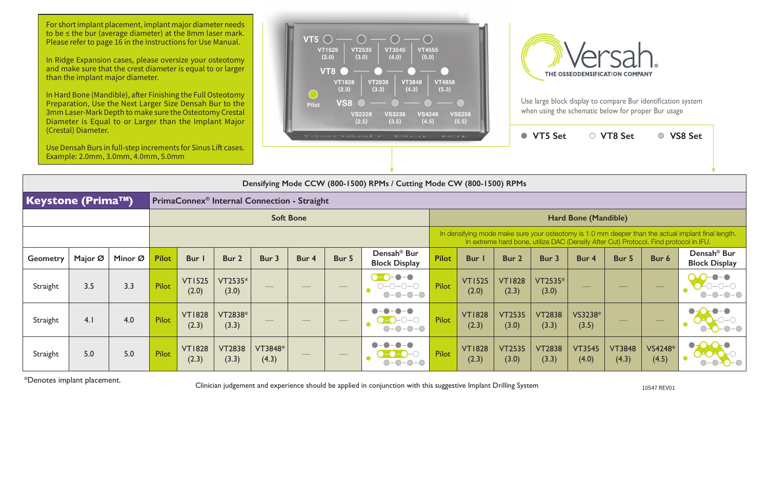For short implant placement, implant major diameter needs to be ≤ the bur (average diameter) at the 8mm laser mark. Please refer to page 16 in the Instructions for Use Manual.

In Ridge Expansion cases, please oversize your osteotomy and make sure that the crest diameter is equal to or larger than the implant major diameter.

In Hard Bone (Mandible), after Finishing the Full Osteotomy Preparation, Use the Next Larger Size Densah Bur to the 3mm Laser-Mark Depth to make sure the Osteotomy Crestal Diameter is Equal to or Larger than the Implant Major (Crestal) Diameter.

Use Densah Burs in full-step increments for Sinus Lift cases. Example: 2.0mm, 3.0mm, 4.0mm, 5.0mm

VT5: VT1525 (2.0), VT2535 (3.0), VT3545 (4.0), VT4555 (5.0)
VT8: VT1828 (2.3), VT2838 (3.3), VT3848 (4.3), VT4858 (5.3)
Pilot
VS8: VS2228 (2.5), VS3238 (3.5), VS4248 (4.5), VS5258 (5.5)

Densah Bur Kit

Versah® THE OSSEODENSIFICATION COMPANY

Use large block display to compare Bur identification system when using the schematic below for proper Bur usage

● VT5 Set ○ VT8 Set ○ VS8 Set

**Densifying Mode CCW (800-1500) RPMs / Cutting Mode CW (800-1500) RPMs**

## Keystone (Prima™)

PrimaConnex® Internal Connection - Straight

| | | | Soft Bone | | | | | | | Hard Bone (Mandible) | | | | | | | |
|---|---|---|---|---|---|---|---|---|---|---|---|---|---|---|---|---|---|
| | | | | | | | | | | In densifying mode make sure your osteotomy is 1.0 mm deeper than the actual implant final length. In extreme hard bone, utilize DAC (Densify After Cut) Protocol. Find protocol in IFU. | | | | | | | |
| Geometry | Major Ø | Minor Ø | Pilot | Bur 1 | Bur 2 | Bur 3 | Bur 4 | Bur 5 | Densah® Bur Block Display | Pilot | Bur 1 | Bur 2 | Bur 3 | Bur 4 | Bur 5 | Bur 6 | Densah® Bur Block Display |
| Straight | 3.5 | 3.3 | Pilot | VT1525 (2.0) | VT2535* (3.0) | — | — | — | | Pilot | VT1525 (2.0) | VT1828 (2.3) | VT2535* (3.0) | — | — | — | |
| Straight | 4.1 | 4.0 | Pilot | VT1828 (2.3) | VT2838* (3.3) | — | — | — | | Pilot | VT1828 (2.3) | VT2535 (3.0) | VT2838 (3.3) | VS3238* (3.5) | — | — | |
| Straight | 5.0 | 5.0 | Pilot | VT1828 (2.3) | VT2838 (3.3) | VT3848* (4.3) | — | — | | Pilot | VT1828 (2.3) | VT2535 (3.0) | VT2838 (3.3) | VT3545 (4.0) | VT3848 (4.3) | VS4248* (4.5) | |

*Denotes implant placement.

Clinician judgement and experience should be applied in conjunction with this suggestive Implant Drilling System

10547 REV01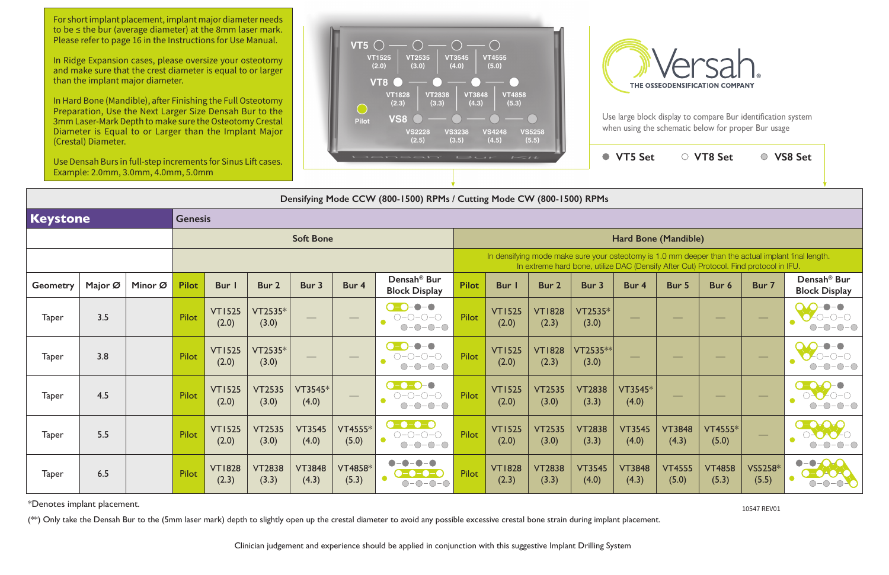For short implant placement, implant major diameter needs to be ≤ the bur (average diameter) at the 8mm laser mark. Please refer to page 16 in the Instructions for Use Manual.

In Ridge Expansion cases, please oversize your osteotomy and make sure that the crest diameter is equal to or larger than the implant major diameter.

In Hard Bone (Mandible), after Finishing the Full Osteotomy Preparation, Use the Next Larger Size Densah Bur to the 3mm Laser-Mark Depth to make sure the Osteotomy Crestal Diameter is Equal to or Larger than the Implant Major (Crestal) Diameter.

Use Densah Burs in full-step increments for Sinus Lift cases. Example: 2.0mm, 3.0mm, 4.0mm, 5.0mm

VT5: VT1525 (2.0), VT2535 (3.0), VT3545 (4.0), VT4555 (5.0)

VT8: VT1828 (2.3), VT2838 (3.3), VT3848 (4.3), VT4858 (5.3)

VS8: VS2228 (2.5), VS3238 (3.5), VS4248 (4.5), VS5258 (5.5)

Pilot

Densah Bur Kit

# Versah®

THE OSSEODENSIFICATION COMPANY

Use large block display to compare Bur identification system when using the schematic below for proper Bur usage

● VT5 Set ○ VT8 Set ● VS8 Set

| Densifying Mode CCW (800-1500) RPMs / Cutting Mode CW (800-1500) RPMs | | | | | | | | | | | | | | | | | | |
|---|---|---|---|---|---|---|---|---|---|---|---|---|---|---|---|---|---|---|
| **Keystone** | | | Genesis | | | | | | | | | | | | | | | |
| | | | Soft Bone | | | | | | Hard Bone (Mandible) | | | | | | | | | |
| | | | | | | | | | In densifying mode make sure your osteotomy is 1.0 mm deeper than the actual implant final length. In extreme hard bone, utilize DAC (Densify After Cut) Protocol. Find protocol in IFU. | | | | | | | | | |
| Geometry | Major Ø | Minor Ø | Pilot | Bur 1 | Bur 2 | Bur 3 | Bur 4 | Densah® Bur Block Display | Pilot | Bur 1 | Bur 2 | Bur 3 | Bur 4 | Bur 5 | Bur 6 | Bur 7 | Densah® Bur Block Display |
| Taper | 3.5 | | Pilot | VT1525 (2.0) | VT2535* (3.0) | — | — | | Pilot | VT1525 (2.0) | VT1828 (2.3) | VT2535* (3.0) | — | — | — | — | |
| Taper | 3.8 | | Pilot | VT1525 (2.0) | VT2535* (3.0) | — | — | | Pilot | VT1525 (2.0) | VT1828 (2.3) | VT2535** (3.0) | — | — | — | — | |
| Taper | 4.5 | | Pilot | VT1525 (2.0) | VT2535 (3.0) | VT3545* (4.0) | — | | Pilot | VT1525 (2.0) | VT2535 (3.0) | VT2838 (3.3) | VT3545* (4.0) | — | — | — | |
| Taper | 5.5 | | Pilot | VT1525 (2.0) | VT2535 (3.0) | VT3545 (4.0) | VT4555* (5.0) | | Pilot | VT1525 (2.0) | VT2535 (3.0) | VT2838 (3.3) | VT3545 (4.0) | VT3848 (4.3) | VT4555* (5.0) | — | |
| Taper | 6.5 | | Pilot | VT1828 (2.3) | VT2838 (3.3) | VT3848 (4.3) | VT4858* (5.3) | | Pilot | VT1828 (2.3) | VT2838 (3.3) | VT3545 (4.0) | VT3848 (4.3) | VT4555 (5.0) | VT4858 (5.3) | VS5258* (5.5) | |

*Denotes implant placement.

(**) Only take the Densah Bur to the (5mm laser mark) depth to slightly open up the crestal diameter to avoid any possible excessive crestal bone strain during implant placement.

10547 REV01

Clinician judgement and experience should be applied in conjunction with this suggestive Implant Drilling System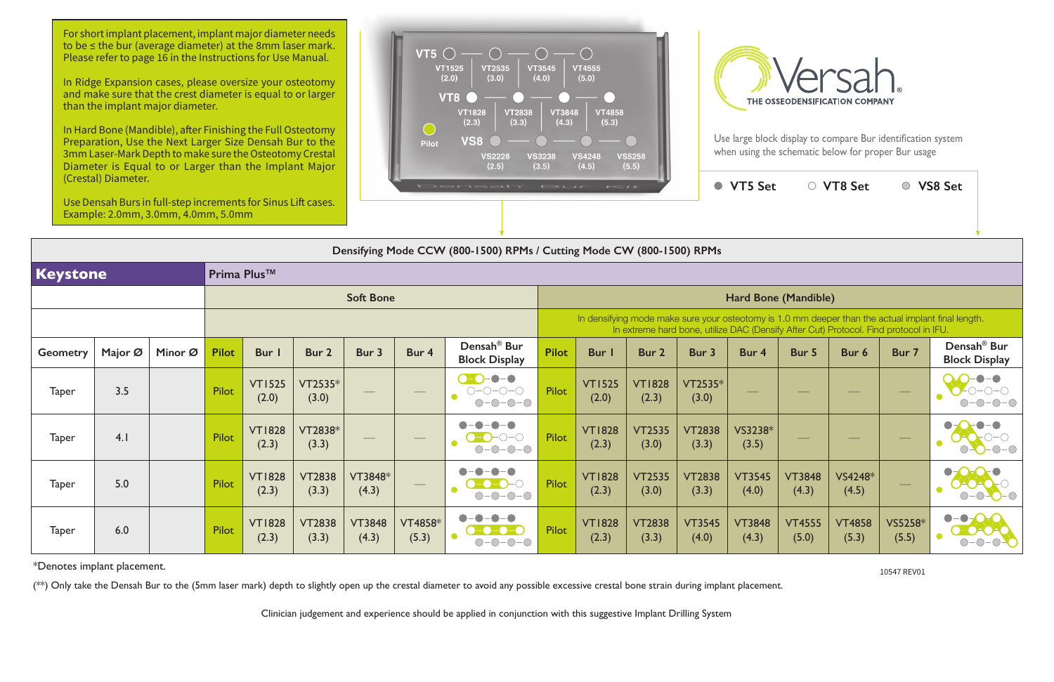For short implant placement, implant major diameter needs to be ≤ the bur (average diameter) at the 8mm laser mark. Please refer to page 16 in the Instructions for Use Manual.

In Ridge Expansion cases, please oversize your osteotomy and make sure that the crest diameter is equal to or larger than the implant major diameter.

In Hard Bone (Mandible), after Finishing the Full Osteotomy Preparation, Use the Next Larger Size Densah Bur to the 3mm Laser-Mark Depth to make sure the Osteotomy Crestal Diameter is Equal to or Larger than the Implant Major (Crestal) Diameter.

Use Densah Burs in full-step increments for Sinus Lift cases. Example: 2.0mm, 3.0mm, 4.0mm, 5.0mm

VT5: VT1525 (2.0), VT2535 (3.0), VT3545 (4.0), VT4555 (5.0)

VT8: VT1828 (2.3), VT2838 (3.3), VT3848 (4.3), VT4858 (5.3)

Pilot

VS8: VS2228 (2.5), VS3238 (3.5), VS4248 (4.5), VS5258 (5.5)

Densah Bur Kit

Versah® THE OSSEODENSIFICATION COMPANY

Use large block display to compare Bur identification system when using the schematic below for proper Bur usage

● VT5 Set ○ VT8 Set ● VS8 Set

| Densifying Mode CCW (800-1500) RPMs / Cutting Mode CW (800-1500) RPMs | | | | | | | | | | | | | | | | | | |
|---|---|---|---|---|---|---|---|---|---|---|---|---|---|---|---|---|---|---|
| **Keystone** | | | Prima Plus™ | | | | | | | | | | | | | | | |
| | | | Soft Bone | | | | | | Hard Bone (Mandible) | | | | | | | | | |
| | | | | | | | | | In densifying mode make sure your osteotomy is 1.0 mm deeper than the actual implant final length. In extreme hard bone, utilize DAC (Densify After Cut) Protocol. Find protocol in IFU. | | | | | | | | | |
| Geometry | Major Ø | Minor Ø | Pilot | Bur 1 | Bur 2 | Bur 3 | Bur 4 | Densah® Bur Block Display | Pilot | Bur 1 | Bur 2 | Bur 3 | Bur 4 | Bur 5 | Bur 6 | Bur 7 | Densah® Bur Block Display |
| Taper | 3.5 | | Pilot | VT1525 (2.0) | VT2535* (3.0) | — | — | | Pilot | VT1525 (2.0) | VT1828 (2.3) | VT2535* (3.0) | — | — | — | — | |
| Taper | 4.1 | | Pilot | VT1828 (2.3) | VT2838* (3.3) | — | — | | Pilot | VT1828 (2.3) | VT2535 (3.0) | VT2838 (3.3) | VS3238* (3.5) | — | — | — | |
| Taper | 5.0 | | Pilot | VT1828 (2.3) | VT2838 (3.3) | VT3848* (4.3) | — | | Pilot | VT1828 (2.3) | VT2535 (3.0) | VT2838 (3.3) | VT3545 (4.0) | VT3848 (4.3) | VS4248* (4.5) | — | |
| Taper | 6.0 | | Pilot | VT1828 (2.3) | VT2838 (3.3) | VT3848 (4.3) | VT4858* (5.3) | | Pilot | VT1828 (2.3) | VT2838 (3.3) | VT3545 (4.0) | VT3848 (4.3) | VT4555 (5.0) | VT4858 (5.3) | VS5258* (5.5) | |

*Denotes implant placement.

(**) Only take the Densah Bur to the (5mm laser mark) depth to slightly open up the crestal diameter to avoid any possible excessive crestal bone strain during implant placement.

10547 REV01

Clinician judgement and experience should be applied in conjunction with this suggestive Implant Drilling System